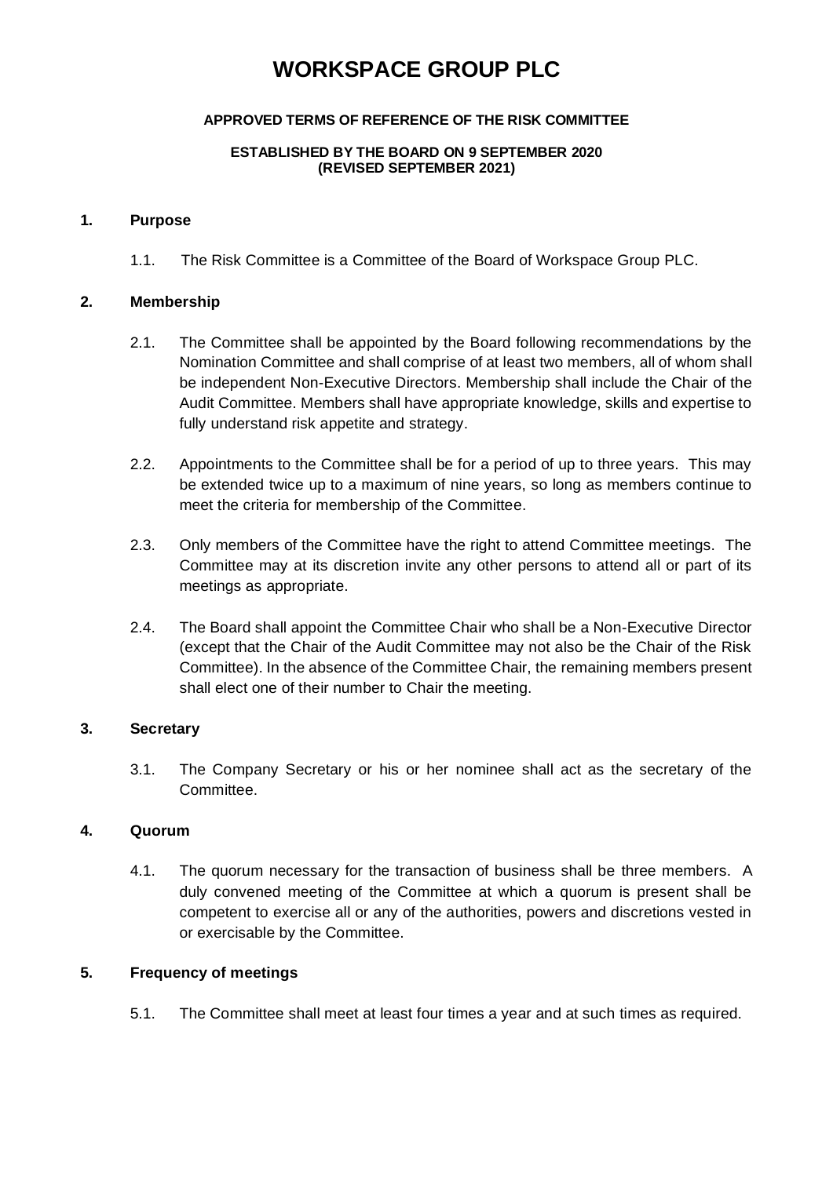# WORKSPACE GROUP PLC

**APPROVED TERMS OF REFERENCE OF THE RISK COMMITTEE**

**ESTABLISHED BY THE BOARD ON 9 SEPTEMBER 2020**
**(REVISED SEPTEMBER 2021)**

## 1. Purpose

1.1. The Risk Committee is a Committee of the Board of Workspace Group PLC.

## 2. Membership

2.1. The Committee shall be appointed by the Board following recommendations by the Nomination Committee and shall comprise of at least two members, all of whom shall be independent Non-Executive Directors. Membership shall include the Chair of the Audit Committee. Members shall have appropriate knowledge, skills and expertise to fully understand risk appetite and strategy.

2.2. Appointments to the Committee shall be for a period of up to three years. This may be extended twice up to a maximum of nine years, so long as members continue to meet the criteria for membership of the Committee.

2.3. Only members of the Committee have the right to attend Committee meetings. The Committee may at its discretion invite any other persons to attend all or part of its meetings as appropriate.

2.4. The Board shall appoint the Committee Chair who shall be a Non-Executive Director (except that the Chair of the Audit Committee may not also be the Chair of the Risk Committee). In the absence of the Committee Chair, the remaining members present shall elect one of their number to Chair the meeting.

## 3. Secretary

3.1. The Company Secretary or his or her nominee shall act as the secretary of the Committee.

## 4. Quorum

4.1. The quorum necessary for the transaction of business shall be three members. A duly convened meeting of the Committee at which a quorum is present shall be competent to exercise all or any of the authorities, powers and discretions vested in or exercisable by the Committee.

## 5. Frequency of meetings

5.1. The Committee shall meet at least four times a year and at such times as required.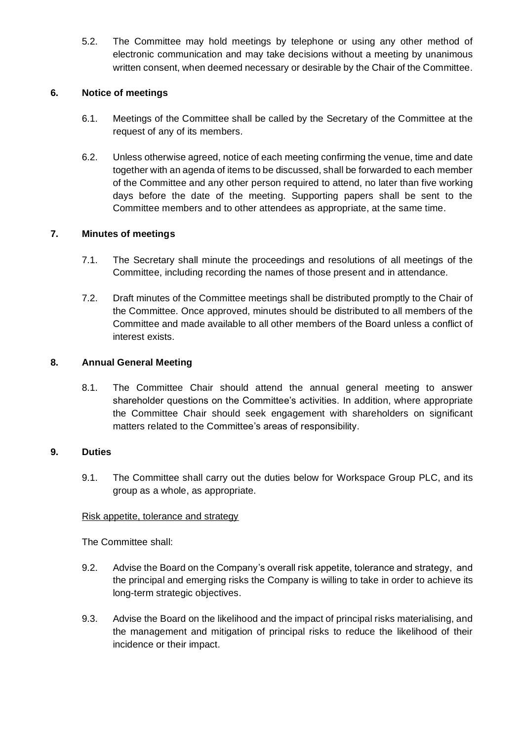5.2. The Committee may hold meetings by telephone or using any other method of electronic communication and may take decisions without a meeting by unanimous written consent, when deemed necessary or desirable by the Chair of the Committee.

## 6. Notice of meetings

6.1. Meetings of the Committee shall be called by the Secretary of the Committee at the request of any of its members.

6.2. Unless otherwise agreed, notice of each meeting confirming the venue, time and date together with an agenda of items to be discussed, shall be forwarded to each member of the Committee and any other person required to attend, no later than five working days before the date of the meeting. Supporting papers shall be sent to the Committee members and to other attendees as appropriate, at the same time.

## 7. Minutes of meetings

7.1. The Secretary shall minute the proceedings and resolutions of all meetings of the Committee, including recording the names of those present and in attendance.

7.2. Draft minutes of the Committee meetings shall be distributed promptly to the Chair of the Committee. Once approved, minutes should be distributed to all members of the Committee and made available to all other members of the Board unless a conflict of interest exists.

## 8. Annual General Meeting

8.1. The Committee Chair should attend the annual general meeting to answer shareholder questions on the Committee's activities. In addition, where appropriate the Committee Chair should seek engagement with shareholders on significant matters related to the Committee's areas of responsibility.

## 9. Duties

9.1. The Committee shall carry out the duties below for Workspace Group PLC, and its group as a whole, as appropriate.

Risk appetite, tolerance and strategy

The Committee shall:

9.2. Advise the Board on the Company's overall risk appetite, tolerance and strategy, and the principal and emerging risks the Company is willing to take in order to achieve its long-term strategic objectives.

9.3. Advise the Board on the likelihood and the impact of principal risks materialising, and the management and mitigation of principal risks to reduce the likelihood of their incidence or their impact.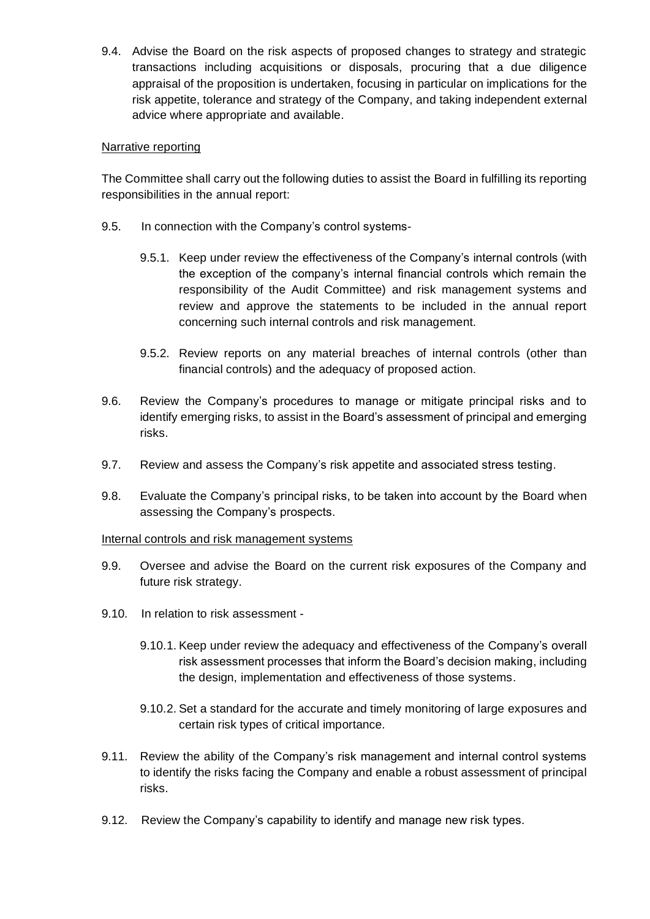9.4. Advise the Board on the risk aspects of proposed changes to strategy and strategic transactions including acquisitions or disposals, procuring that a due diligence appraisal of the proposition is undertaken, focusing in particular on implications for the risk appetite, tolerance and strategy of the Company, and taking independent external advice where appropriate and available.

<u>Narrative reporting</u>

The Committee shall carry out the following duties to assist the Board in fulfilling its reporting responsibilities in the annual report:

9.5. In connection with the Company's control systems-

  9.5.1. Keep under review the effectiveness of the Company's internal controls (with the exception of the company's internal financial controls which remain the responsibility of the Audit Committee) and risk management systems and review and approve the statements to be included in the annual report concerning such internal controls and risk management.

  9.5.2. Review reports on any material breaches of internal controls (other than financial controls) and the adequacy of proposed action.

9.6. Review the Company's procedures to manage or mitigate principal risks and to identify emerging risks, to assist in the Board's assessment of principal and emerging risks.

9.7. Review and assess the Company's risk appetite and associated stress testing.

9.8. Evaluate the Company's principal risks, to be taken into account by the Board when assessing the Company's prospects.

<u>Internal controls and risk management systems</u>

9.9. Oversee and advise the Board on the current risk exposures of the Company and future risk strategy.

9.10. In relation to risk assessment -

  9.10.1. Keep under review the adequacy and effectiveness of the Company's overall risk assessment processes that inform the Board's decision making, including the design, implementation and effectiveness of those systems.

  9.10.2. Set a standard for the accurate and timely monitoring of large exposures and certain risk types of critical importance.

9.11. Review the ability of the Company's risk management and internal control systems to identify the risks facing the Company and enable a robust assessment of principal risks.

9.12. Review the Company's capability to identify and manage new risk types.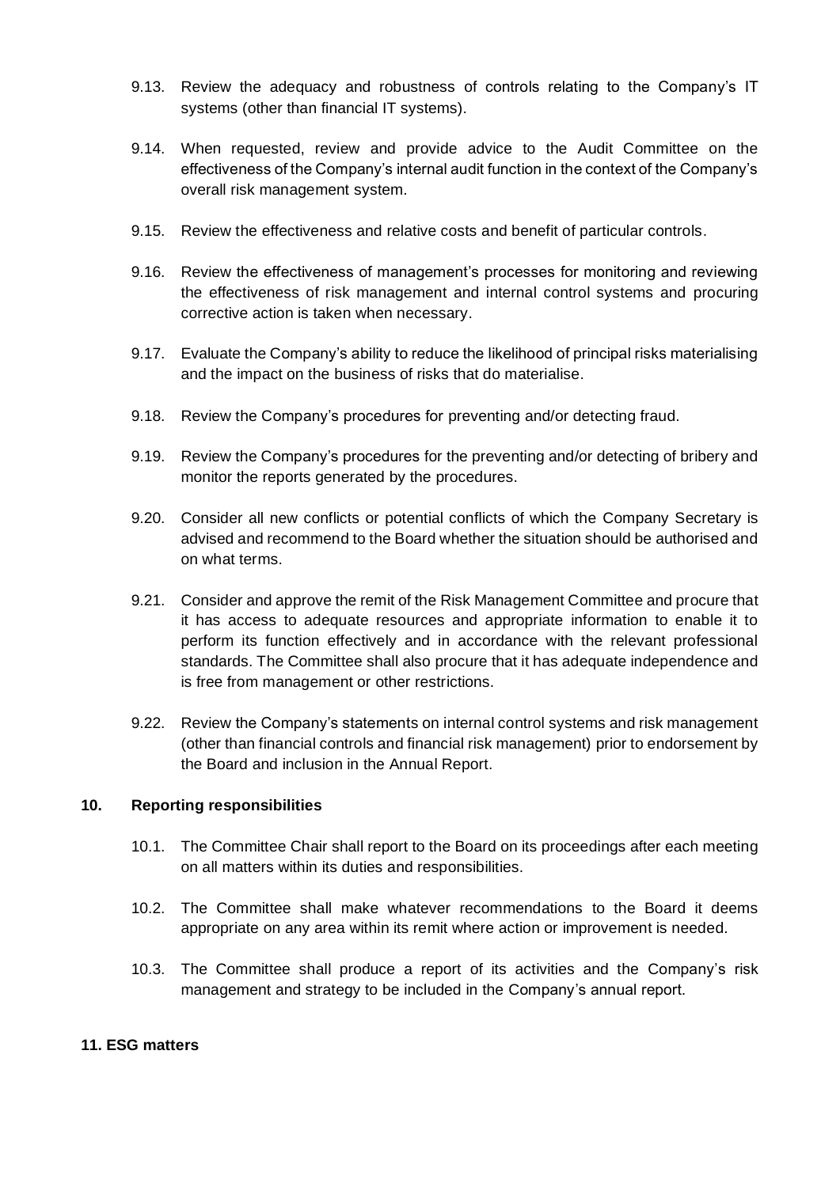9.13. Review the adequacy and robustness of controls relating to the Company's IT systems (other than financial IT systems).

9.14. When requested, review and provide advice to the Audit Committee on the effectiveness of the Company's internal audit function in the context of the Company's overall risk management system.

9.15. Review the effectiveness and relative costs and benefit of particular controls.

9.16. Review the effectiveness of management's processes for monitoring and reviewing the effectiveness of risk management and internal control systems and procuring corrective action is taken when necessary.

9.17. Evaluate the Company's ability to reduce the likelihood of principal risks materialising and the impact on the business of risks that do materialise.

9.18. Review the Company's procedures for preventing and/or detecting fraud.

9.19. Review the Company's procedures for the preventing and/or detecting of bribery and monitor the reports generated by the procedures.

9.20. Consider all new conflicts or potential conflicts of which the Company Secretary is advised and recommend to the Board whether the situation should be authorised and on what terms.

9.21. Consider and approve the remit of the Risk Management Committee and procure that it has access to adequate resources and appropriate information to enable it to perform its function effectively and in accordance with the relevant professional standards. The Committee shall also procure that it has adequate independence and is free from management or other restrictions.

9.22. Review the Company's statements on internal control systems and risk management (other than financial controls and financial risk management) prior to endorsement by the Board and inclusion in the Annual Report.

## 10. Reporting responsibilities

10.1. The Committee Chair shall report to the Board on its proceedings after each meeting on all matters within its duties and responsibilities.

10.2. The Committee shall make whatever recommendations to the Board it deems appropriate on any area within its remit where action or improvement is needed.

10.3. The Committee shall produce a report of its activities and the Company's risk management and strategy to be included in the Company's annual report.

## 11. ESG matters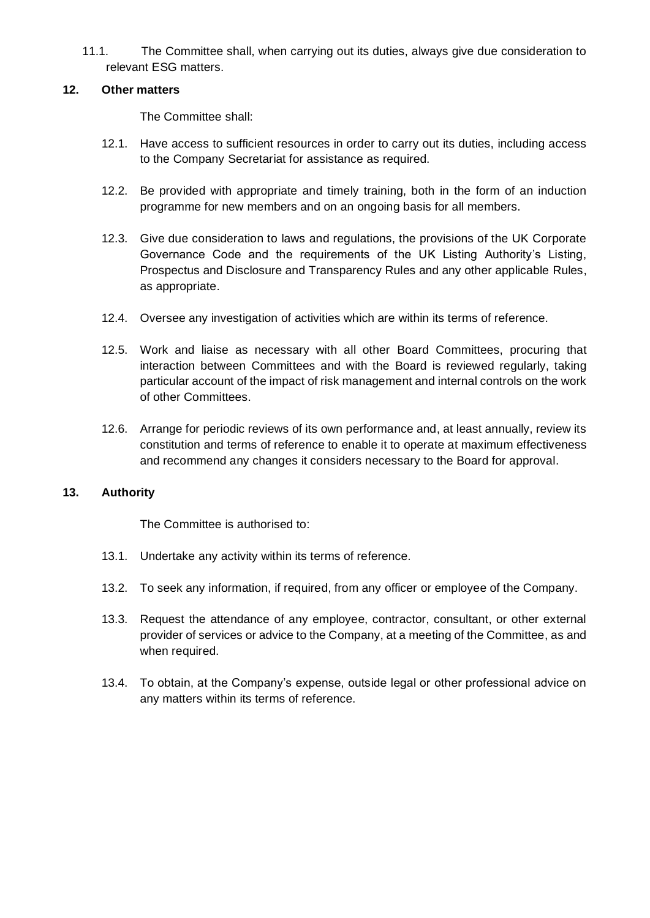11.1. The Committee shall, when carrying out its duties, always give due consideration to relevant ESG matters.

## 12. Other matters

The Committee shall:

12.1. Have access to sufficient resources in order to carry out its duties, including access to the Company Secretariat for assistance as required.

12.2. Be provided with appropriate and timely training, both in the form of an induction programme for new members and on an ongoing basis for all members.

12.3. Give due consideration to laws and regulations, the provisions of the UK Corporate Governance Code and the requirements of the UK Listing Authority's Listing, Prospectus and Disclosure and Transparency Rules and any other applicable Rules, as appropriate.

12.4. Oversee any investigation of activities which are within its terms of reference.

12.5. Work and liaise as necessary with all other Board Committees, procuring that interaction between Committees and with the Board is reviewed regularly, taking particular account of the impact of risk management and internal controls on the work of other Committees.

12.6. Arrange for periodic reviews of its own performance and, at least annually, review its constitution and terms of reference to enable it to operate at maximum effectiveness and recommend any changes it considers necessary to the Board for approval.

## 13. Authority

The Committee is authorised to:

13.1. Undertake any activity within its terms of reference.

13.2. To seek any information, if required, from any officer or employee of the Company.

13.3. Request the attendance of any employee, contractor, consultant, or other external provider of services or advice to the Company, at a meeting of the Committee, as and when required.

13.4. To obtain, at the Company's expense, outside legal or other professional advice on any matters within its terms of reference.